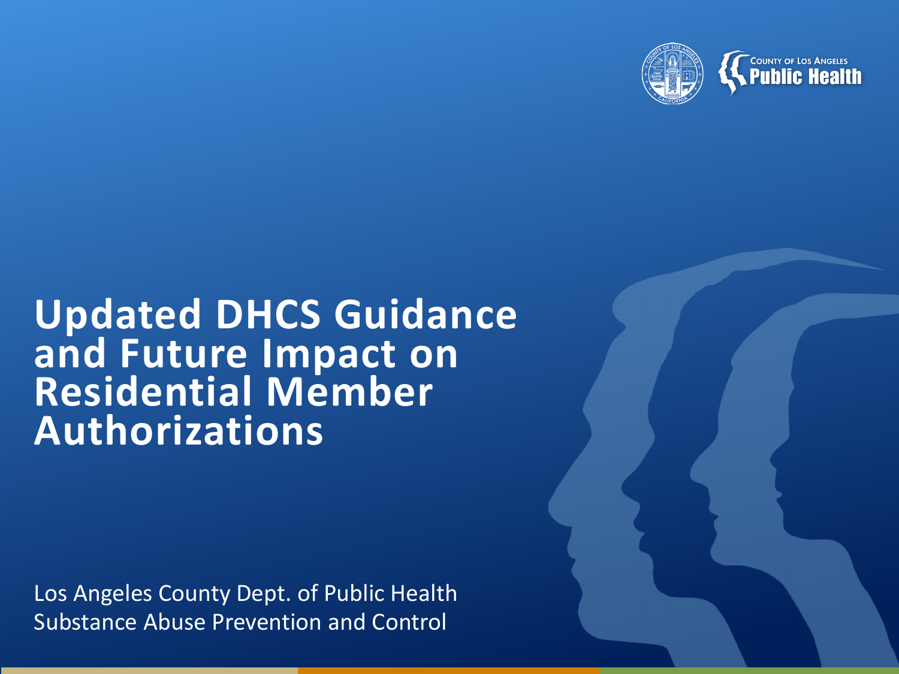# Updated DHCS Guidance and Future Impact on Residential Member Authorizations

Los Angeles County Dept. of Public Health
Substance Abuse Prevention and Control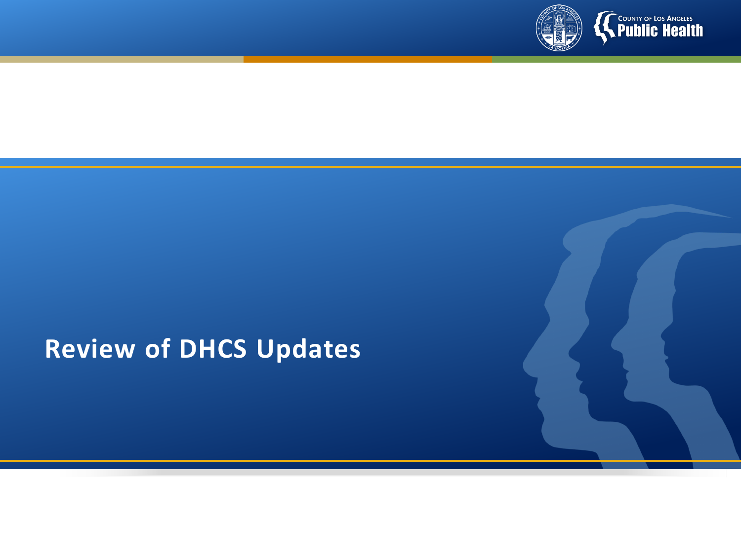# Review of DHCS Updates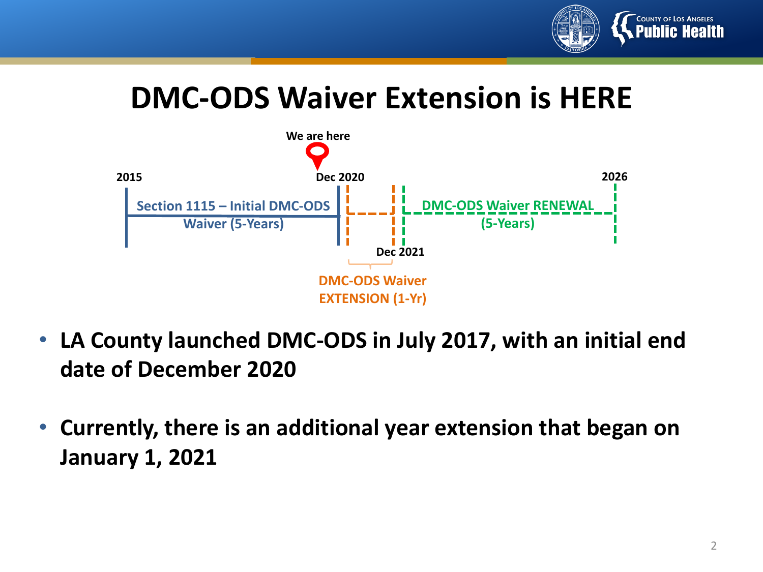# DMC-ODS Waiver Extension is HERE

We are here

2015 | Dec 2020 | Dec 2021 | 2026

Section 1115 – Initial DMC-ODS Waiver (5-Years)

DMC-ODS Waiver EXTENSION (1-Yr)

DMC-ODS Waiver RENEWAL (5-Years)

- **LA County launched DMC-ODS in July 2017, with an initial end date of December 2020**
- **Currently, there is an additional year extension that began on January 1, 2021**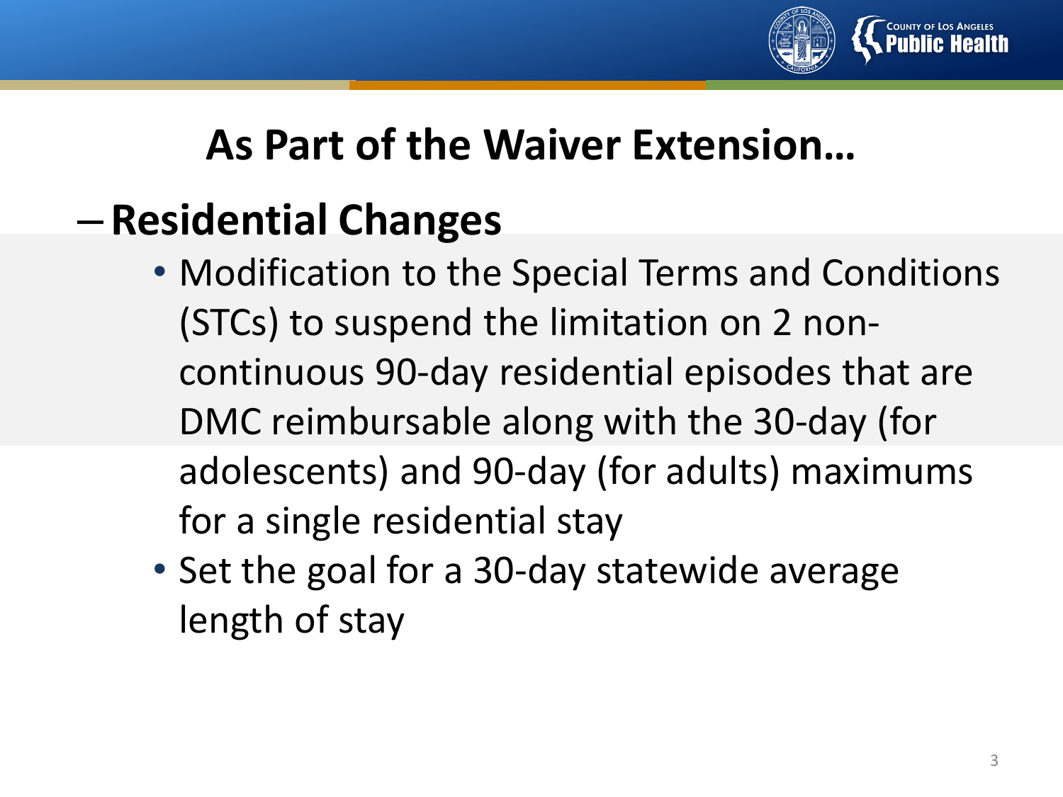# As Part of the Waiver Extension…

## – Residential Changes

- Modification to the Special Terms and Conditions (STCs) to suspend the limitation on 2 non-continuous 90-day residential episodes that are DMC reimbursable along with the 30-day (for adolescents) and 90-day (for adults) maximums for a single residential stay
- Set the goal for a 30-day statewide average length of stay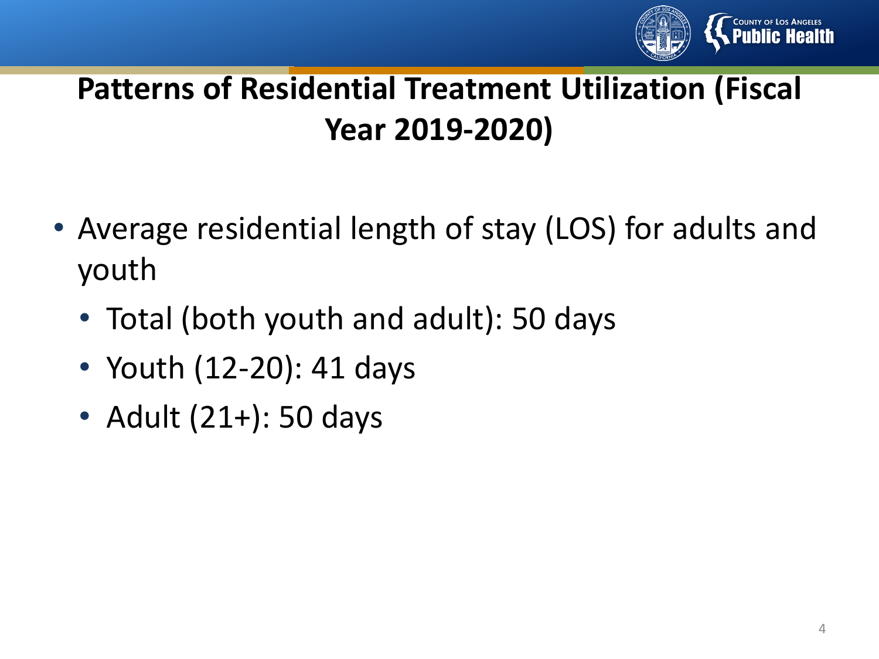# Patterns of Residential Treatment Utilization (Fiscal Year 2019-2020)

- Average residential length of stay (LOS) for adults and youth
  - Total (both youth and adult): 50 days
  - Youth (12-20): 41 days
  - Adult (21+): 50 days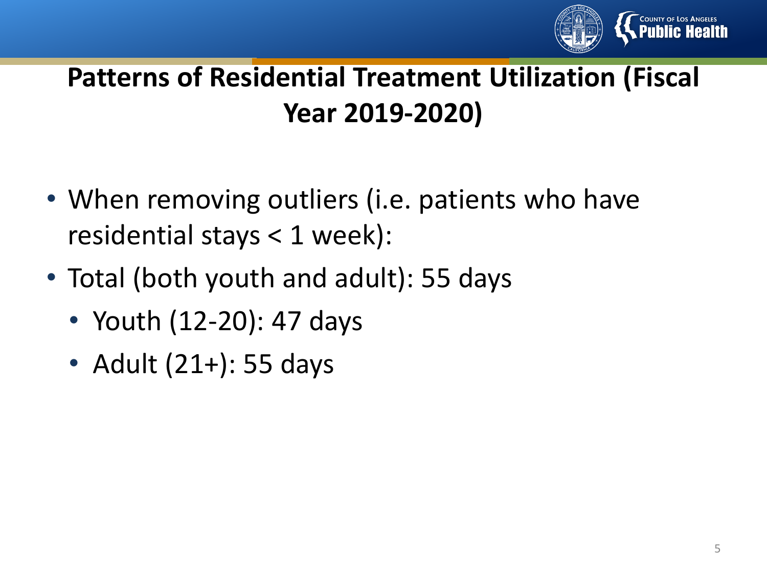# Patterns of Residential Treatment Utilization (Fiscal Year 2019-2020)

- When removing outliers (i.e. patients who have residential stays < 1 week):
- Total (both youth and adult): 55 days
  - Youth (12-20): 47 days
  - Adult (21+): 55 days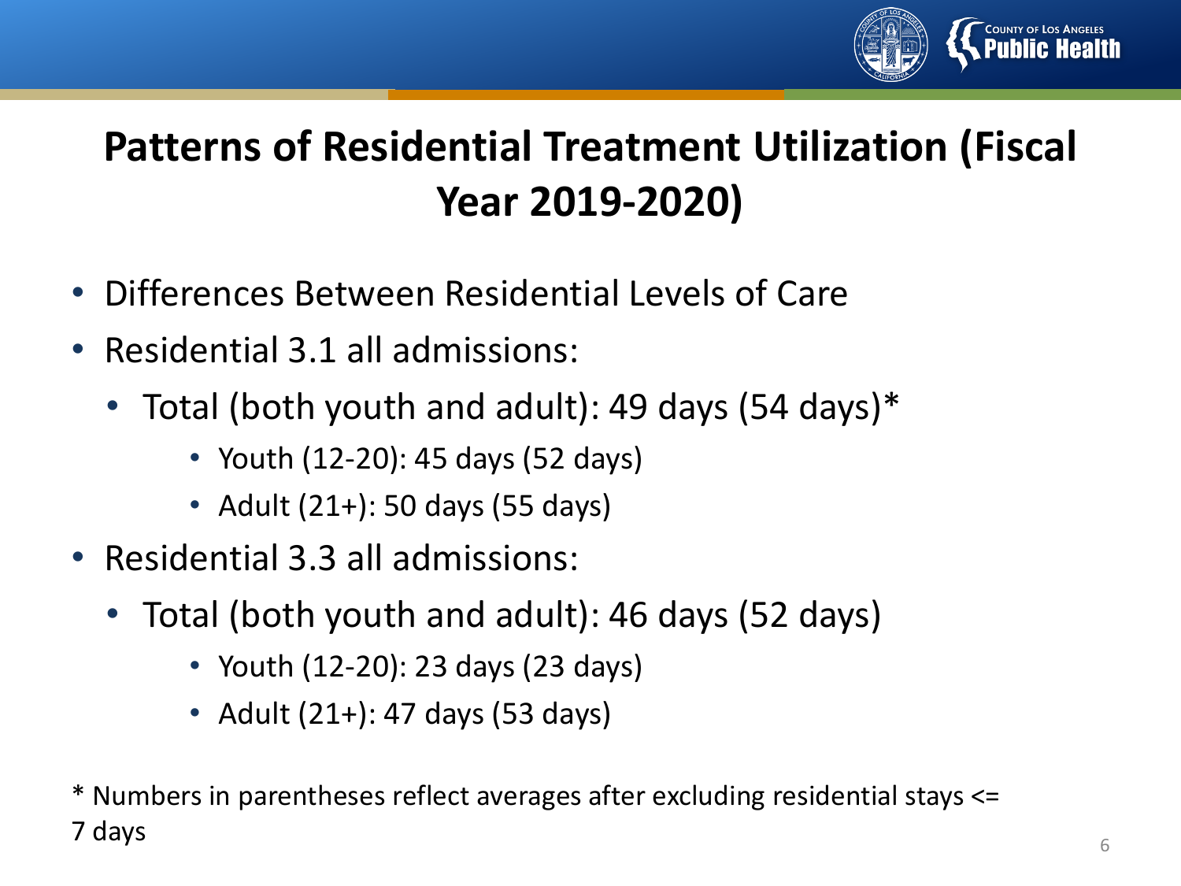# Patterns of Residential Treatment Utilization (Fiscal Year 2019-2020)

- Differences Between Residential Levels of Care
- Residential 3.1 all admissions:
  - Total (both youth and adult): 49 days (54 days)*
    - Youth (12-20): 45 days (52 days)
    - Adult (21+): 50 days (55 days)
- Residential 3.3 all admissions:
  - Total (both youth and adult): 46 days (52 days)
    - Youth (12-20): 23 days (23 days)
    - Adult (21+): 47 days (53 days)

* Numbers in parentheses reflect averages after excluding residential stays <= 7 days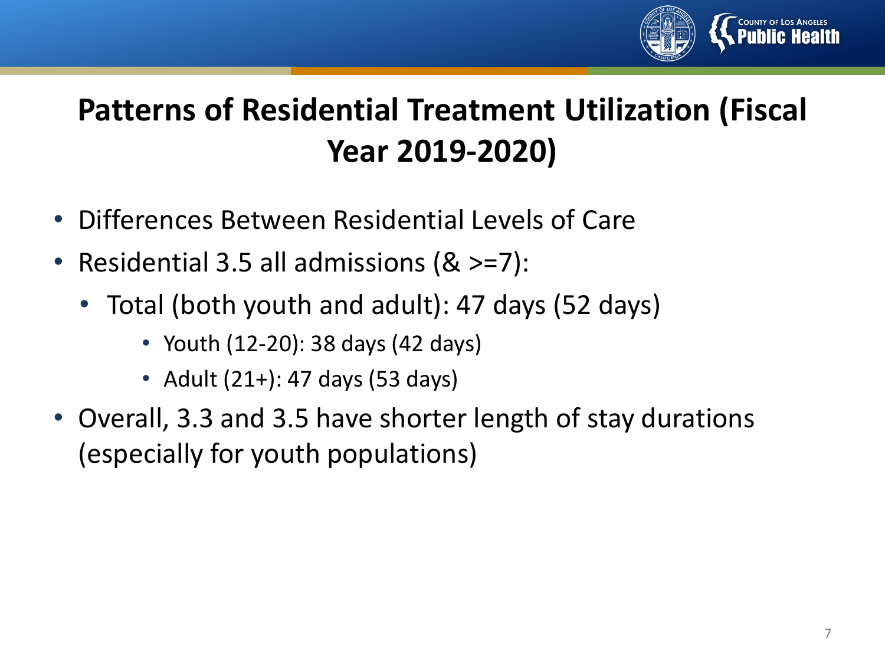# Patterns of Residential Treatment Utilization (Fiscal Year 2019-2020)

- Differences Between Residential Levels of Care
- Residential 3.5 all admissions (& >=7):
  - Total (both youth and adult): 47 days (52 days)
    - Youth (12-20): 38 days (42 days)
    - Adult (21+): 47 days (53 days)
- Overall, 3.3 and 3.5 have shorter length of stay durations (especially for youth populations)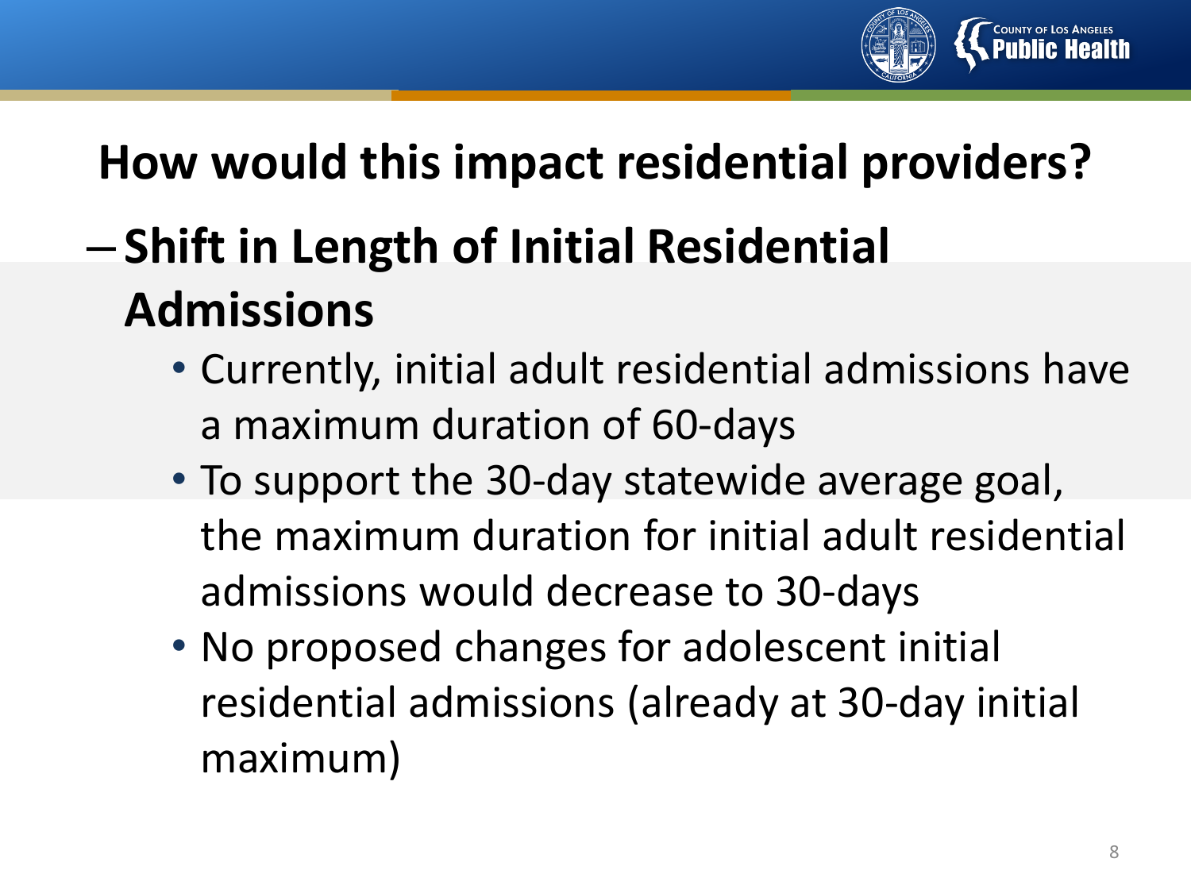## How would this impact residential providers?

- **Shift in Length of Initial Residential Admissions**
  - Currently, initial adult residential admissions have a maximum duration of 60-days
  - To support the 30-day statewide average goal, the maximum duration for initial adult residential admissions would decrease to 30-days
  - No proposed changes for adolescent initial residential admissions (already at 30-day initial maximum)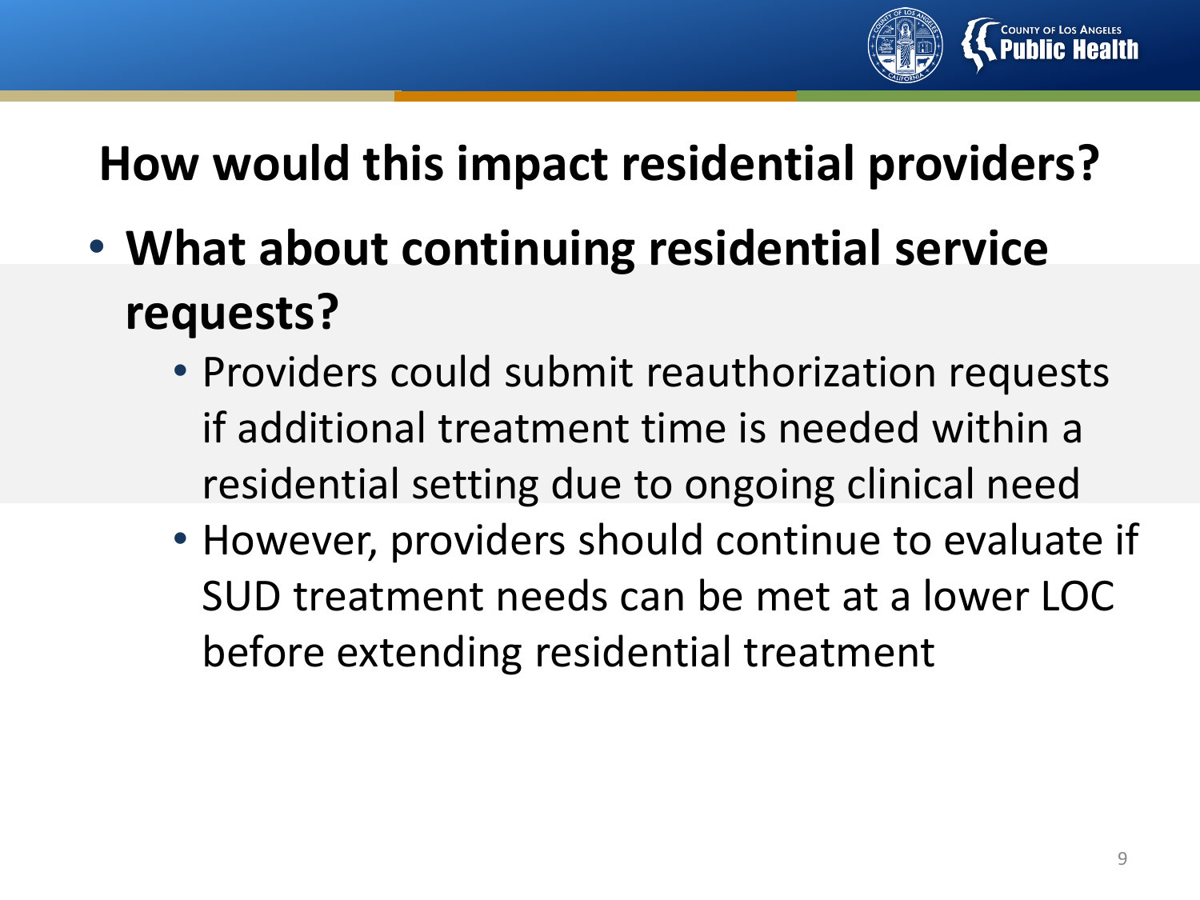# How would this impact residential providers?

- **What about continuing residential service requests?**
  - Providers could submit reauthorization requests if additional treatment time is needed within a residential setting due to ongoing clinical need
  - However, providers should continue to evaluate if SUD treatment needs can be met at a lower LOC before extending residential treatment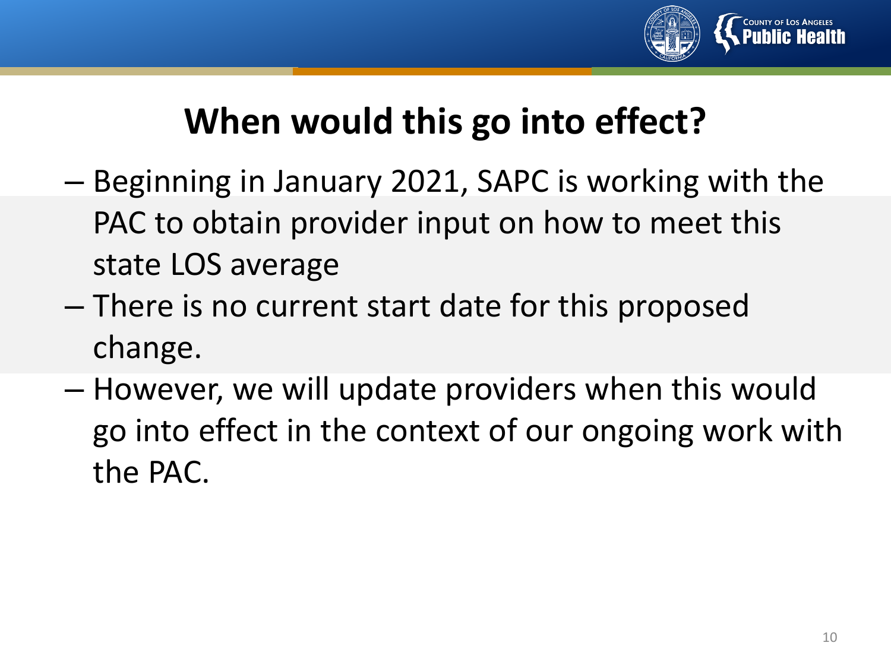# When would this go into effect?

- Beginning in January 2021, SAPC is working with the PAC to obtain provider input on how to meet this state LOS average
- There is no current start date for this proposed change.
- However, we will update providers when this would go into effect in the context of our ongoing work with the PAC.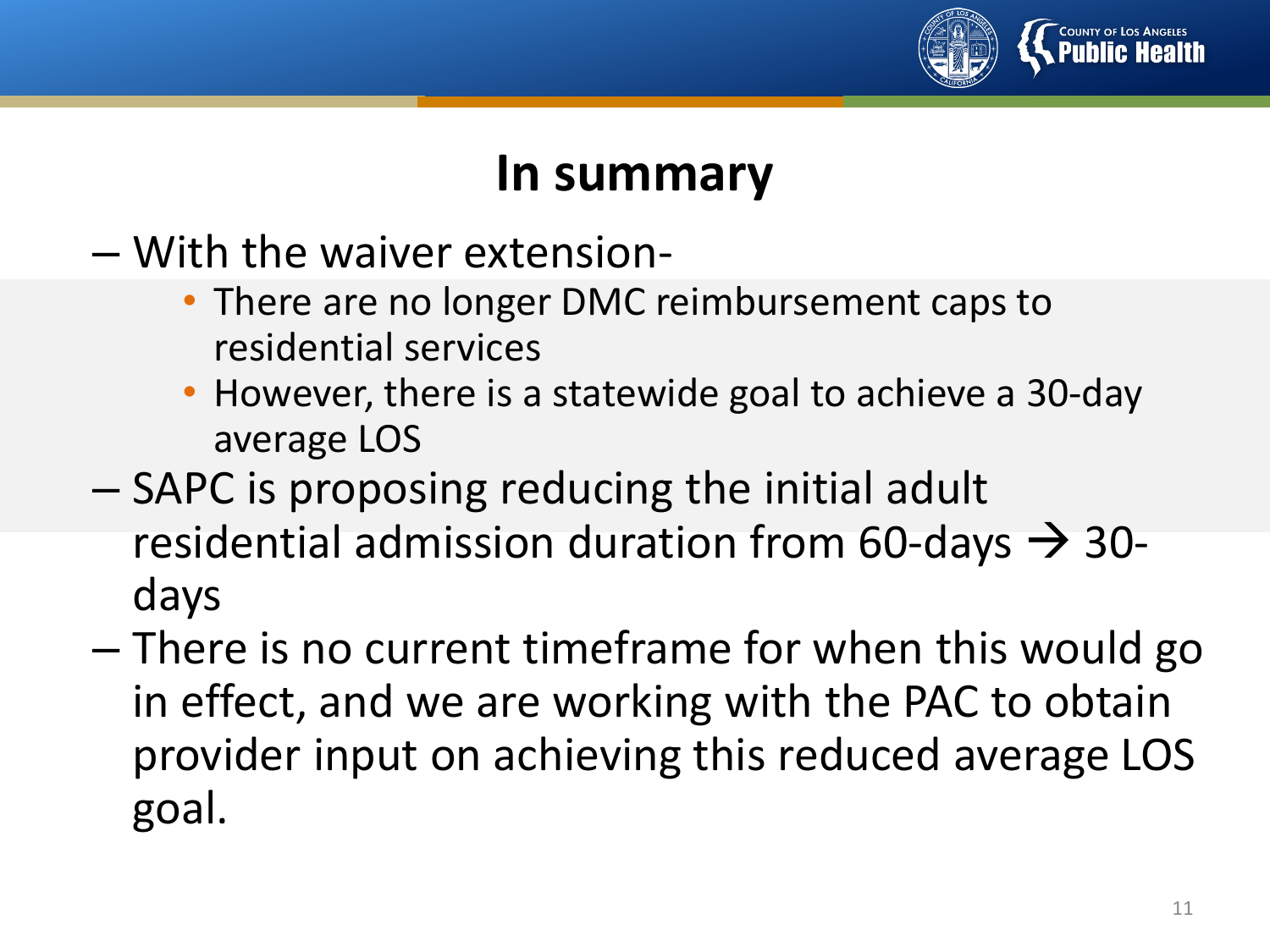# In summary

- With the waiver extension-
  - There are no longer DMC reimbursement caps to residential services
  - However, there is a statewide goal to achieve a 30-day average LOS
- SAPC is proposing reducing the initial adult residential admission duration from 60-days → 30-days
- There is no current timeframe for when this would go in effect, and we are working with the PAC to obtain provider input on achieving this reduced average LOS goal.